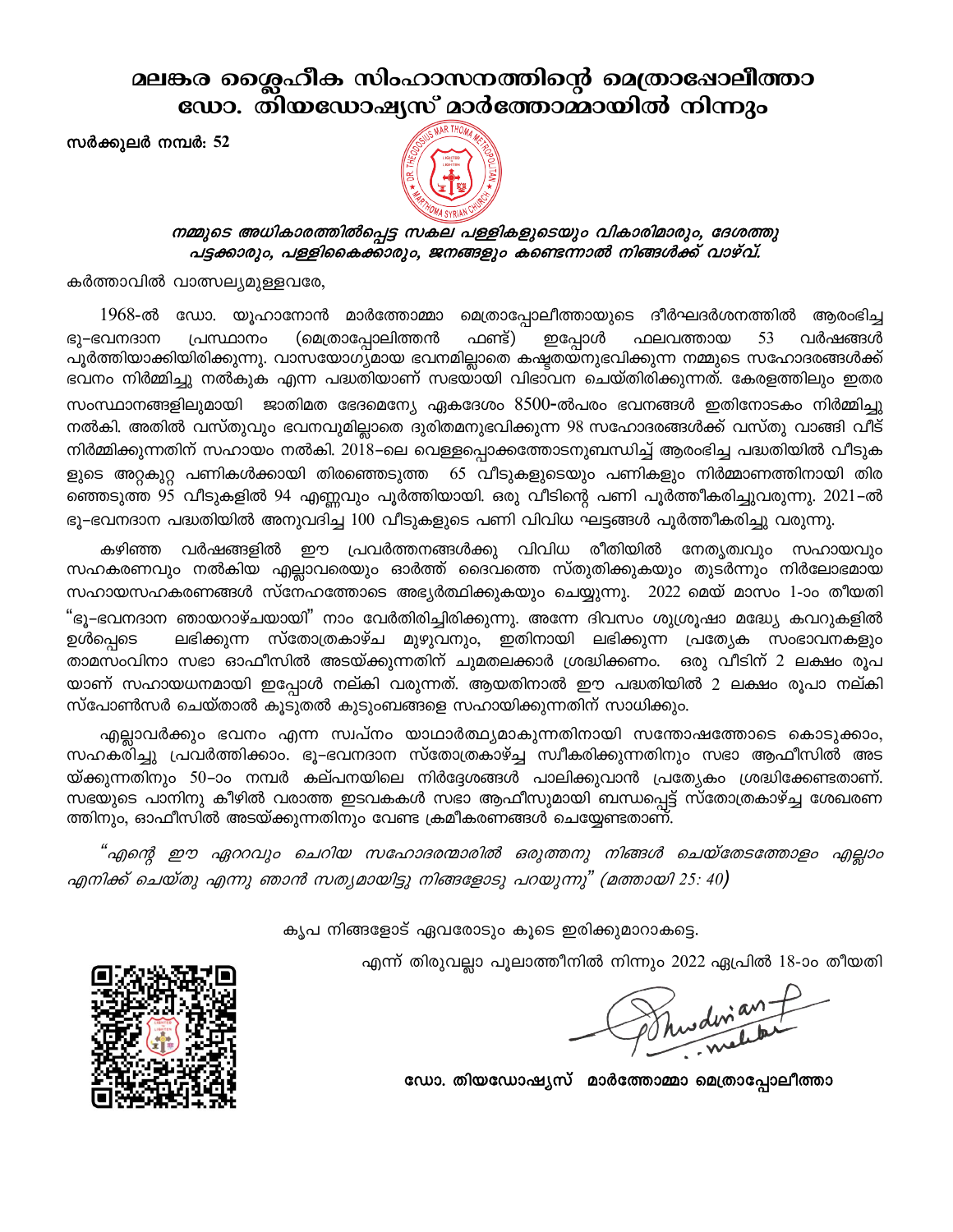# മലങ്കര ശ്ലൈഹീക സിംഹാസനത്തിന്റെ മെത്രാപ്പോലീത്താ ഡോ. തിയഡോഷ്യസ് മാർത്തോമ്മായിൽ നിന്നും

**സർക്കുലർ നമ്പർ: 52**

***നമ്മുടെ അധികാരത്തിൽപ്പെട്ട സകല പള്ളികളുടെയും വികാരിമാരും, ദേശത്തു പട്ടക്കാരും, പള്ളികൈക്കാരും, ജനങ്ങളും കണ്ടെന്നാൽ നിങ്ങൾക്ക് വാഴ്‌വ്.***

കർത്താവിൽ വാത്സല്യമുള്ളവരേ,

1968-ൽ ഡോ. യൂഹാനോൻ മാർത്തോമ്മാ മെത്രാപ്പോലീത്തായുടെ ദീർഘദർശനത്തിൽ ആരംഭിച്ച ഭൂ–ഭവനദാന പ്രസ്ഥാനം (മെത്രാപ്പോലിത്തൻ ഫണ്ട്) ഇപ്പോൾ ഫലവത്തായ 53 വർഷങ്ങൾ പൂർത്തിയാക്കിയിരിക്കുന്നു. വാസയോഗ്യമായ ഭവനമില്ലാതെ കഷ്ടതയനുഭവിക്കുന്ന നമ്മുടെ സഹോദരങ്ങൾക്ക് ഭവനം നിർമ്മിച്ചു നൽകുക എന്ന പദ്ധതിയാണ് സഭയായി വിഭാവന ചെയ്തിരിക്കുന്നത്. കേരളത്തിലും ഇതര സംസ്ഥാനങ്ങളിലുമായി ജാതിമത ഭേദമെന്യേ ഏകദേശം 8500-ൽപരം ഭവനങ്ങൾ ഇതിനോടകം നിർമ്മിച്ചു നൽകി. അതിൽ വസ്തുവും ഭവനവുമില്ലാതെ ദുരിതമനുഭവിക്കുന്ന 98 സഹോദരങ്ങൾക്ക് വസ്തു വാങ്ങി വീട് നിർമ്മിക്കുന്നതിന് സഹായം നൽകി. 2018–ലെ വെള്ളപ്പൊക്കത്തോടനുബന്ധിച്ച് ആരംഭിച്ച പദ്ധതിയിൽ വീടുകളുടെ അറ്റകുറ്റ പണികൾക്കായി തിരഞ്ഞെടുത്ത 65 വീടുകളുടെയും പണികളും നിർമ്മാണത്തിനായി തിരഞ്ഞെടുത്ത 95 വീടുകളിൽ 94 എണ്ണവും പൂർത്തിയായി. ഒരു വീടിന്റെ പണി പൂർത്തീകരിച്ചുവരുന്നു. 2021–ൽ ഭൂ–ഭവനദാന പദ്ധതിയിൽ അനുവദിച്ച 100 വീടുകളുടെ പണി വിവിധ ഘട്ടങ്ങൾ പൂർത്തീകരിച്ചു വരുന്നു.

കഴിഞ്ഞ വർഷങ്ങളിൽ ഈ പ്രവർത്തനങ്ങൾക്കു വിവിധ രീതിയിൽ നേതൃത്വവും സഹായവും സഹകരണവും നൽകിയ എല്ലാവരെയും ഓർത്ത് ദൈവത്തെ സ്തുതിക്കുകയും തുടർന്നും നിർലോഭമായ സഹായസഹകരണങ്ങൾ സ്നേഹത്തോടെ അഭ്യർത്ഥിക്കുകയും ചെയ്യുന്നു. 2022 മെയ് മാസം 1-ാം തീയതി "ഭൂ–ഭവനദാന ഞായറാഴ്ചയായി" നാം വേർതിരിച്ചിരിക്കുന്നു. അന്നേ ദിവസം ശുശ്രൂഷാ മദ്ധ്യേ കവറുകളിൽ ഉൾപ്പെടെ ലഭിക്കുന്ന സ്തോത്രകാഴ്ച മുഴുവനും, ഇതിനായി ലഭിക്കുന്ന പ്രത്യേക സംഭാവനകളും താമസംവിനാ സഭാ ഓഫീസിൽ അടയ്ക്കുന്നതിന് ചുമതലക്കാർ ശ്രദ്ധിക്കണം. ഒരു വീടിന് 2 ലക്ഷം രൂപ യാണ് സഹായധനമായി ഇപ്പോൾ നല്കി വരുന്നത്. ആയതിനാൽ ഈ പദ്ധതിയിൽ 2 ലക്ഷം രൂപാ നല്കി സ്പോൺസർ ചെയ്താൽ കൂടുതൽ കുടുംബങ്ങളെ സഹായിക്കുന്നതിന് സാധിക്കും.

എല്ലാവർക്കും ഭവനം എന്ന സ്വപ്നം യാഥാർത്ഥ്യമാകുന്നതിനായി സന്തോഷത്തോടെ കൊടുക്കാം, സഹകരിച്ചു പ്രവർത്തിക്കാം. ഭൂ–ഭവനദാന സ്തോത്രകാഴ്ച്ച സ്വീകരിക്കുന്നതിനും സഭാ ആഫീസിൽ അടയ്ക്കുന്നതിനും 50–ാം നമ്പർ കല്പനയിലെ നിർദ്ദേശങ്ങൾ പാലിക്കുവാൻ പ്രത്യേകം ശ്രദ്ധിക്കേണ്ടതാണ്. സഭയുടെ പാനിനു കീഴിൽ വരാത്ത ഇടവകകൾ സഭാ ആഫീസുമായി ബന്ധപ്പെട്ട് സ്തോത്രകാഴ്ച്ച ശേഖരണത്തിനും, ഓഫീസിൽ അടയ്ക്കുന്നതിനും വേണ്ട ക്രമീകരണങ്ങൾ ചെയ്യേണ്ടതാണ്.

*"എന്റെ ഈ ഏററവും ചെറിയ സഹോദരന്മാരിൽ ഒരുത്തനു നിങ്ങൾ ചെയ്തേടത്തോളം എല്ലാം എനിക്ക് ചെയ്തു എന്നു ഞാൻ സത്യമായിട്ടു നിങ്ങളോടു പറയുന്നു" (മത്തായി 25: 40)*

കൃപ നിങ്ങളോട് ഏവരോടും കൂടെ ഇരിക്കുമാറാകട്ടെ.

എന്ന് തിരുവല്ലാ പൂലാത്തീനിൽ നിന്നും 2022 ഏപ്രിൽ 18-ാം തീയതി

**ഡോ. തിയഡോഷ്യസ് മാർത്തോമ്മാ മെത്രാപ്പോലീത്താ**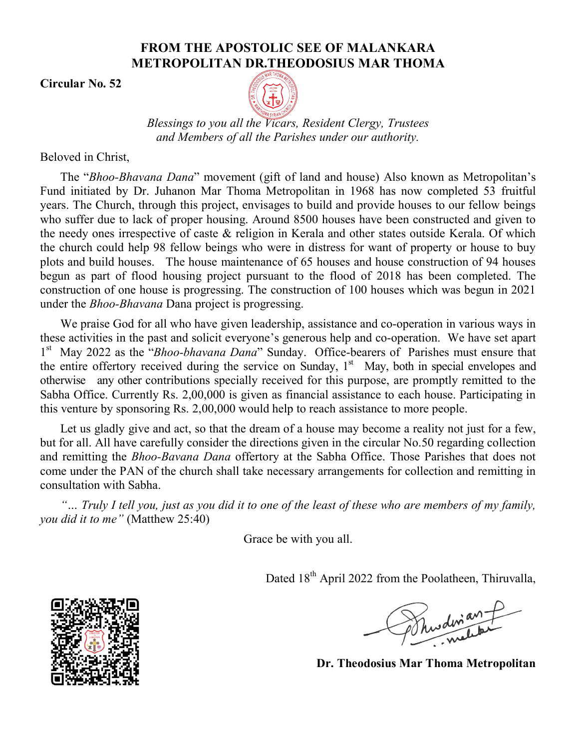**FROM THE APOSTOLIC SEE OF MALANKARA METROPOLITAN DR.THEODOSIUS MAR THOMA**

**Circular No. 52**

*Blessings to you all the Vicars, Resident Clergy, Trustees and Members of all the Parishes under our authority.*

Beloved in Christ,

The "*Bhoo-Bhavana Dana*" movement (gift of land and house) Also known as Metropolitan's Fund initiated by Dr. Juhanon Mar Thoma Metropolitan in 1968 has now completed 53 fruitful years. The Church, through this project, envisages to build and provide houses to our fellow beings who suffer due to lack of proper housing. Around 8500 houses have been constructed and given to the needy ones irrespective of caste & religion in Kerala and other states outside Kerala. Of which the church could help 98 fellow beings who were in distress for want of property or house to buy plots and build houses. The house maintenance of 65 houses and house construction of 94 houses begun as part of flood housing project pursuant to the flood of 2018 has been completed. The construction of one house is progressing. The construction of 100 houses which was begun in 2021 under the *Bhoo-Bhavana* Dana project is progressing.

We praise God for all who have given leadership, assistance and co-operation in various ways in these activities in the past and solicit everyone's generous help and co-operation. We have set apart 1st May 2022 as the "*Bhoo-bhavana Dana*" Sunday. Office-bearers of Parishes must ensure that the entire offertory received during the service on Sunday, 1st May, both in special envelopes and otherwise any other contributions specially received for this purpose, are promptly remitted to the Sabha Office. Currently Rs. 2,00,000 is given as financial assistance to each house. Participating in this venture by sponsoring Rs. 2,00,000 would help to reach assistance to more people.

Let us gladly give and act, so that the dream of a house may become a reality not just for a few, but for all. All have carefully consider the directions given in the circular No.50 regarding collection and remitting the *Bhoo-Bavana Dana* offertory at the Sabha Office. Those Parishes that does not come under the PAN of the church shall take necessary arrangements for collection and remitting in consultation with Sabha.

*"... Truly I tell you, just as you did it to one of the least of these who are members of my family, you did it to me"* (Matthew 25:40)

Grace be with you all.

Dated 18th April 2022 from the Poolatheen, Thiruvalla,

**Dr. Theodosius Mar Thoma Metropolitan**